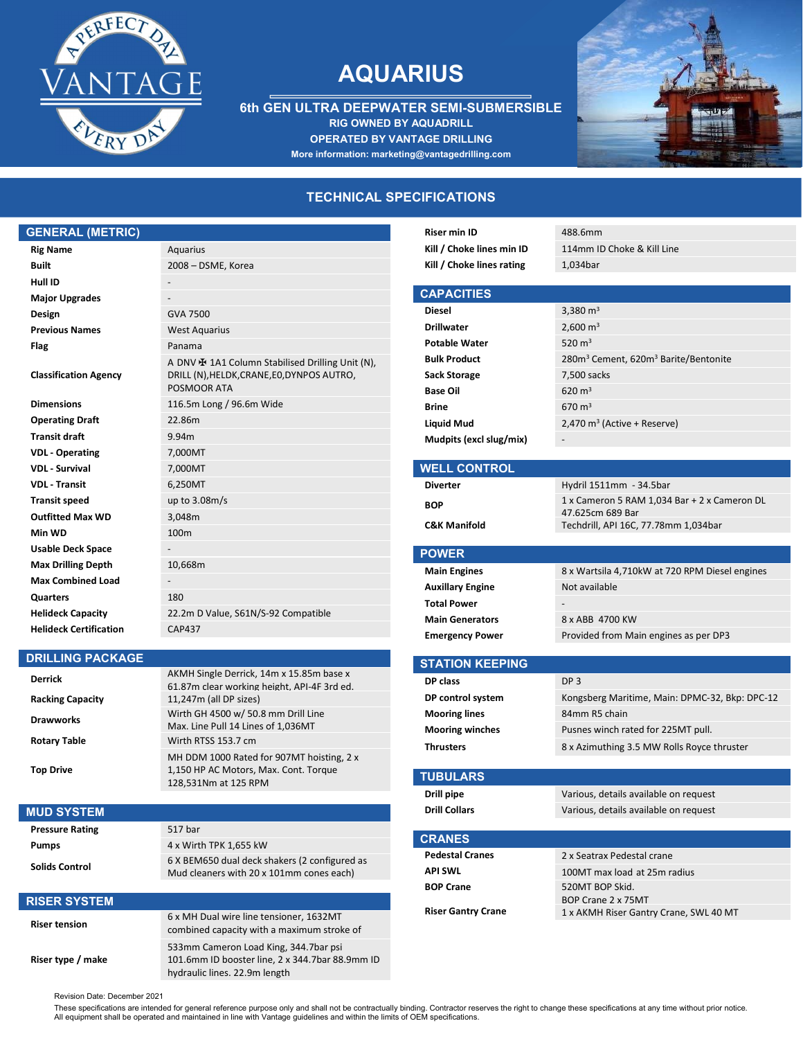# AQUARIUS

**6th GEN ULTRA DEEPWATER SEMI-SUBMERSIBLE**

**RIG OWNED BY AQUADRILL**

**OPERATED BY VANTAGE DRILLING**

**More information: marketing@vantagedrilling.com**

## TECHNICAL SPECIFICATIONS

### GENERAL (METRIC)

| | |
|---|---|
| **Rig Name** | Aquarius |
| **Built** | 2008 – DSME, Korea |
| **Hull ID** | - |
| **Major Upgrades** | - |
| **Design** | GVA 7500 |
| **Previous Names** | West Aquarius |
| **Flag** | Panama |
| **Classification Agency** | A DNV ✠ 1A1 Column Stabilised Drilling Unit (N), DRILL (N),HELDK,CRANE,E0,DYNPOS AUTRO, POSMOOR ATA |
| **Dimensions** | 116.5m Long / 96.6m Wide |
| **Operating Draft** | 22.86m |
| **Transit draft** | 9.94m |
| **VDL - Operating** | 7,000MT |
| **VDL - Survival** | 7,000MT |
| **VDL - Transit** | 6,250MT |
| **Transit speed** | up to 3.08m/s |
| **Outfitted Max WD** | 3,048m |
| **Min WD** | 100m |
| **Usable Deck Space** | - |
| **Max Drilling Depth** | 10,668m |
| **Max Combined Load** | - |
| **Quarters** | 180 |
| **Helideck Capacity** | 22.2m D Value, S61N/S-92 Compatible |
| **Helideck Certification** | CAP437 |

### DRILLING PACKAGE

| | |
|---|---|
| **Derrick** | AKMH Single Derrick, 14m x 15.85m base x 61.87m clear working height, API-4F 3rd ed. |
| **Racking Capacity** | 11,247m (all DP sizes) |
| **Drawworks** | Wirth GH 4500 w/ 50.8 mm Drill Line Max. Line Pull 14 Lines of 1,036MT |
| **Rotary Table** | Wirth RTSS 153.7 cm |
| **Top Drive** | MH DDM 1000 Rated for 907MT hoisting, 2 x 1,150 HP AC Motors, Max. Cont. Torque 128,531Nm at 125 RPM |

### MUD SYSTEM

| | |
|---|---|
| **Pressure Rating** | 517 bar |
| **Pumps** | 4 x Wirth TPK 1,655 kW |
| **Solids Control** | 6 X BEM650 dual deck shakers (2 configured as Mud cleaners with 20 x 101mm cones each) |

### RISER SYSTEM

| | |
|---|---|
| **Riser tension** | 6 x MH Dual wire line tensioner, 1632MT combined capacity with a maximum stroke of |
| **Riser type / make** | 533mm Cameron Load King, 344.7bar psi 101.6mm ID booster line, 2 x 344.7bar 88.9mm ID hydraulic lines. 22.9m length |
| **Riser min ID** | 488.6mm |
| **Kill / Choke lines min ID** | 114mm ID Choke & Kill Line |
| **Kill / Choke lines rating** | 1,034bar |

### CAPACITIES

| | |
|---|---|
| **Diesel** | 3,380 m³ |
| **Drillwater** | 2,600 m³ |
| **Potable Water** | 520 m³ |
| **Bulk Product** | 280m³ Cement, 620m³ Barite/Bentonite |
| **Sack Storage** | 7,500 sacks |
| **Base Oil** | 620 m³ |
| **Brine** | 670 m³ |
| **Liquid Mud** | 2,470 m³ (Active + Reserve) |
| **Mudpits (excl slug/mix)** | - |

### WELL CONTROL

| | |
|---|---|
| **Diverter** | Hydril 1511mm - 34.5bar |
| **BOP** | 1 x Cameron 5 RAM 1,034 Bar + 2 x Cameron DL 47.625cm 689 Bar |
| **C&K Manifold** | Techdrill, API 16C, 77.78mm 1,034bar |

### POWER

| | |
|---|---|
| **Main Engines** | 8 x Wartsila 4,710kW at 720 RPM Diesel engines |
| **Auxillary Engine** | Not available |
| **Total Power** | - |
| **Main Generators** | 8 x ABB 4700 KW |
| **Emergency Power** | Provided from Main engines as per DP3 |

### STATION KEEPING

| | |
|---|---|
| **DP class** | DP 3 |
| **DP control system** | Kongsberg Maritime, Main: DPMC-32, Bkp: DPC-12 |
| **Mooring lines** | 84mm R5 chain |
| **Mooring winches** | Pusnes winch rated for 225MT pull. |
| **Thrusters** | 8 x Azimuthing 3.5 MW Rolls Royce thruster |

### TUBULARS

| | |
|---|---|
| **Drill pipe** | Various, details available on request |
| **Drill Collars** | Various, details available on request |

### CRANES

| | |
|---|---|
| **Pedestal Cranes** | 2 x Seatrax Pedestal crane |
| **API SWL** | 100MT max load at 25m radius |
| **BOP Crane** | 520MT BOP Skid. BOP Crane 2 x 75MT |
| **Riser Gantry Crane** | 1 x AKMH Riser Gantry Crane, SWL 40 MT |

Revision Date: December 2021

These specifications are intended for general reference purpose only and shall not be contractually binding. Contractor reserves the right to change these specifications at any time without prior notice. All equipment shall be operated and maintained in line with Vantage guidelines and within the limits of OEM specifications.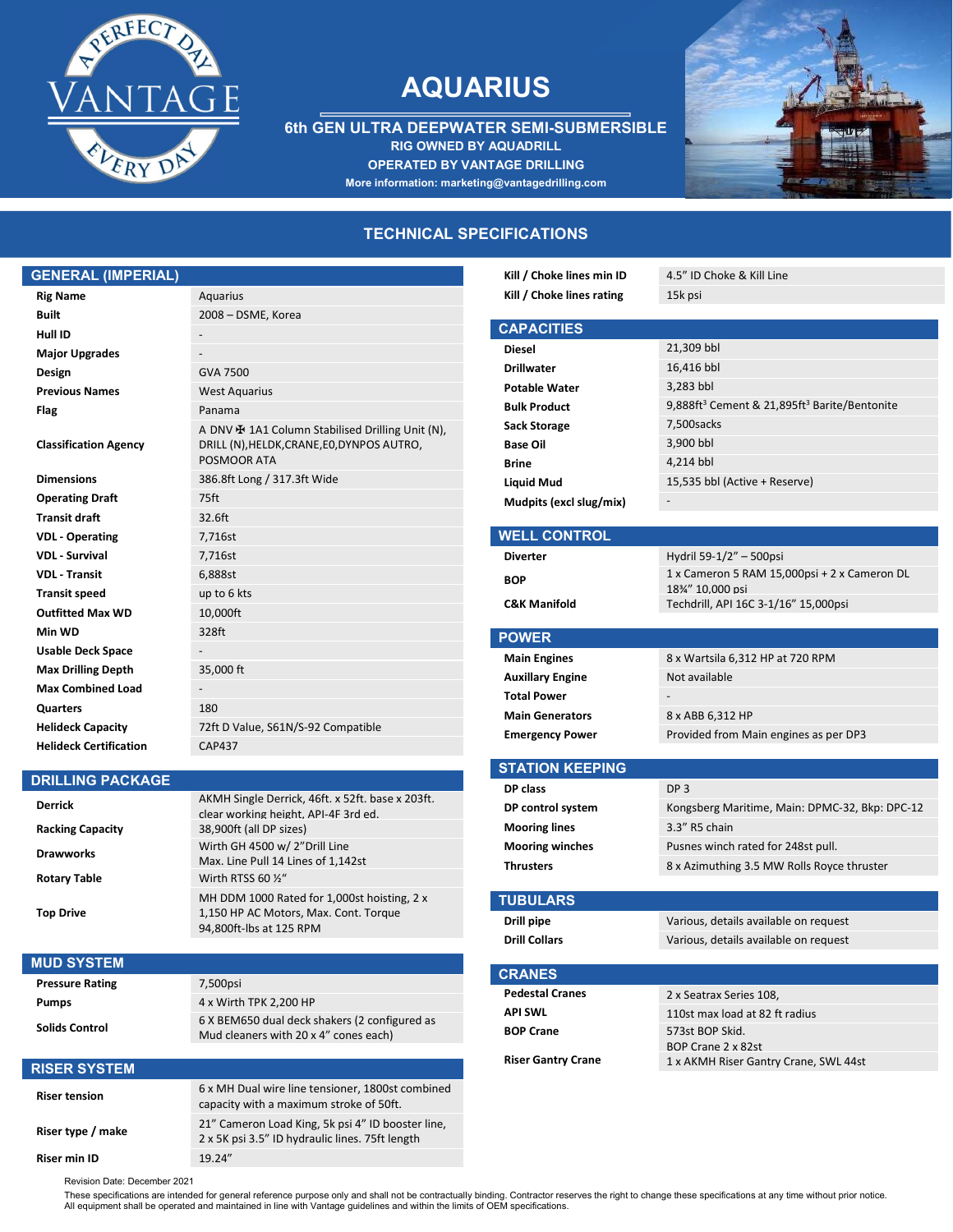# AQUARIUS

**6th GEN ULTRA DEEPWATER SEMI-SUBMERSIBLE**
**RIG OWNED BY AQUADRILL**
**OPERATED BY VANTAGE DRILLING**
**More information: marketing@vantagedrilling.com**

## TECHNICAL SPECIFICATIONS

### GENERAL (IMPERIAL)

| | |
|---|---|
| **Rig Name** | Aquarius |
| **Built** | 2008 – DSME, Korea |
| **Hull ID** | - |
| **Major Upgrades** | - |
| **Design** | GVA 7500 |
| **Previous Names** | West Aquarius |
| **Flag** | Panama |
| **Classification Agency** | A DNV ✠ 1A1 Column Stabilised Drilling Unit (N), DRILL (N),HELDK,CRANE,E0,DYNPOS AUTRO, POSMOOR ATA |
| **Dimensions** | 386.8ft Long / 317.3ft Wide |
| **Operating Draft** | 75ft |
| **Transit draft** | 32.6ft |
| **VDL - Operating** | 7,716st |
| **VDL - Survival** | 7,716st |
| **VDL - Transit** | 6,888st |
| **Transit speed** | up to 6 kts |
| **Outfitted Max WD** | 10,000ft |
| **Min WD** | 328ft |
| **Usable Deck Space** | - |
| **Max Drilling Depth** | 35,000 ft |
| **Max Combined Load** | - |
| **Quarters** | 180 |
| **Helideck Capacity** | 72ft D Value, S61N/S-92 Compatible |
| **Helideck Certification** | CAP437 |

### DRILLING PACKAGE

| | |
|---|---|
| **Derrick** | AKMH Single Derrick, 46ft. x 52ft. base x 203ft. clear working height, API-4F 3rd ed. |
| **Racking Capacity** | 38,900ft (all DP sizes) |
| **Drawworks** | Wirth GH 4500 w/ 2"Drill Line Max. Line Pull 14 Lines of 1,142st |
| **Rotary Table** | Wirth RTSS 60 ½" |
| **Top Drive** | MH DDM 1000 Rated for 1,000st hoisting, 2 x 1,150 HP AC Motors, Max. Cont. Torque 94,800ft-lbs at 125 RPM |

### MUD SYSTEM

| | |
|---|---|
| **Pressure Rating** | 7,500psi |
| **Pumps** | 4 x Wirth TPK 2,200 HP |
| **Solids Control** | 6 X BEM650 dual deck shakers (2 configured as Mud cleaners with 20 x 4" cones each) |

### RISER SYSTEM

| | |
|---|---|
| **Riser tension** | 6 x MH Dual wire line tensioner, 1800st combined capacity with a maximum stroke of 50ft. |
| **Riser type / make** | 21" Cameron Load King, 5k psi 4" ID booster line, 2 x 5K psi 3.5" ID hydraulic lines. 75ft length |
| **Riser min ID** | 19.24" |
| **Kill / Choke lines min ID** | 4.5" ID Choke & Kill Line |
| **Kill / Choke lines rating** | 15k psi |

### CAPACITIES

| | |
|---|---|
| **Diesel** | 21,309 bbl |
| **Drillwater** | 16,416 bbl |
| **Potable Water** | 3,283 bbl |
| **Bulk Product** | 9,888ft³ Cement & 21,895ft³ Barite/Bentonite |
| **Sack Storage** | 7,500sacks |
| **Base Oil** | 3,900 bbl |
| **Brine** | 4,214 bbl |
| **Liquid Mud** | 15,535 bbl (Active + Reserve) |
| **Mudpits (excl slug/mix)** | - |

### WELL CONTROL

| | |
|---|---|
| **Diverter** | Hydril 59-1/2" – 500psi |
| **BOP** | 1 x Cameron 5 RAM 15,000psi + 2 x Cameron DL 18¾" 10,000 psi |
| **C&K Manifold** | Techdrill, API 16C 3-1/16" 15,000psi |

### POWER

| | |
|---|---|
| **Main Engines** | 8 x Wartsila 6,312 HP at 720 RPM |
| **Auxillary Engine** | Not available |
| **Total Power** | - |
| **Main Generators** | 8 x ABB 6,312 HP |
| **Emergency Power** | Provided from Main engines as per DP3 |

### STATION KEEPING

| | |
|---|---|
| **DP class** | DP 3 |
| **DP control system** | Kongsberg Maritime, Main: DPMC-32, Bkp: DPC-12 |
| **Mooring lines** | 3.3" R5 chain |
| **Mooring winches** | Pusnes winch rated for 248st pull. |
| **Thrusters** | 8 x Azimuthing 3.5 MW Rolls Royce thruster |

### TUBULARS

| | |
|---|---|
| **Drill pipe** | Various, details available on request |
| **Drill Collars** | Various, details available on request |

### CRANES

| | |
|---|---|
| **Pedestal Cranes** | 2 x Seatrax Series 108, |
| **API SWL** | 110st max load at 82 ft radius |
| **BOP Crane** | 573st BOP Skid. BOP Crane 2 x 82st |
| **Riser Gantry Crane** | 1 x AKMH Riser Gantry Crane, SWL 44st |

Revision Date: December 2021

These specifications are intended for general reference purpose only and shall not be contractually binding. Contractor reserves the right to change these specifications at any time without prior notice. All equipment shall be operated and maintained in line with Vantage guidelines and within the limits of OEM specifications.